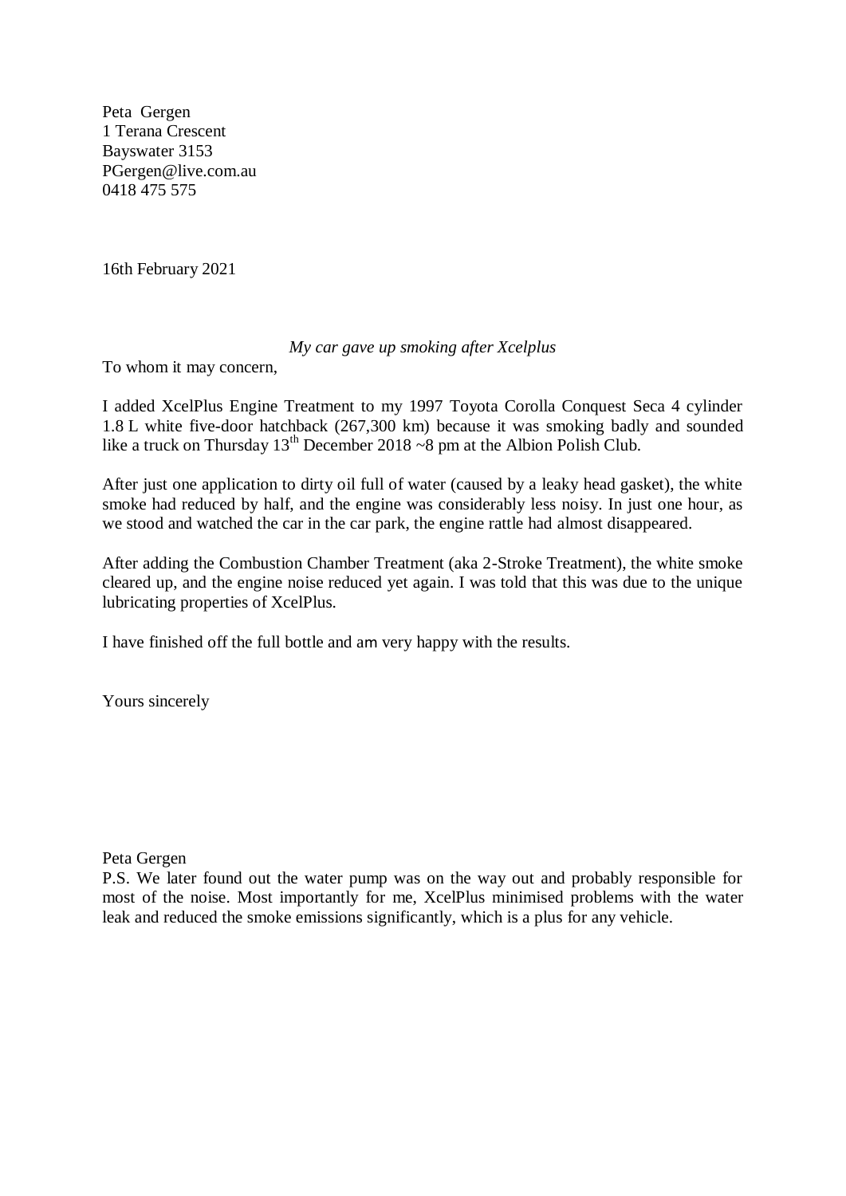Peta Gergen
1 Terana Crescent
Bayswater 3153
PGergen@live.com.au
0418 475 575

16th February 2021

*My car gave up smoking after Xcelplus*

To whom it may concern,

I added XcelPlus Engine Treatment to my 1997 Toyota Corolla Conquest Seca 4 cylinder 1.8 L white five-door hatchback (267,300 km) because it was smoking badly and sounded like a truck on Thursday 13th December 2018 ~8 pm at the Albion Polish Club.

After just one application to dirty oil full of water (caused by a leaky head gasket), the white smoke had reduced by half, and the engine was considerably less noisy. In just one hour, as we stood and watched the car in the car park, the engine rattle had almost disappeared.

After adding the Combustion Chamber Treatment (aka 2-Stroke Treatment), the white smoke cleared up, and the engine noise reduced yet again. I was told that this was due to the unique lubricating properties of XcelPlus.

I have finished off the full bottle and am very happy with the results.

Yours sincerely

Peta Gergen

P.S. We later found out the water pump was on the way out and probably responsible for most of the noise. Most importantly for me, XcelPlus minimised problems with the water leak and reduced the smoke emissions significantly, which is a plus for any vehicle.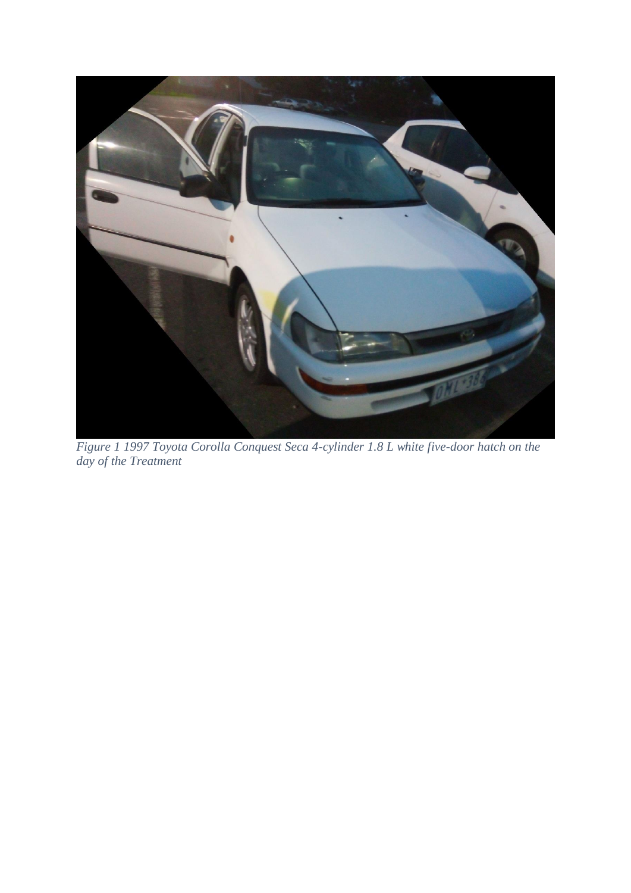*Figure 1 1997 Toyota Corolla Conquest Seca 4-cylinder 1.8 L white five-door hatch on the day of the Treatment*